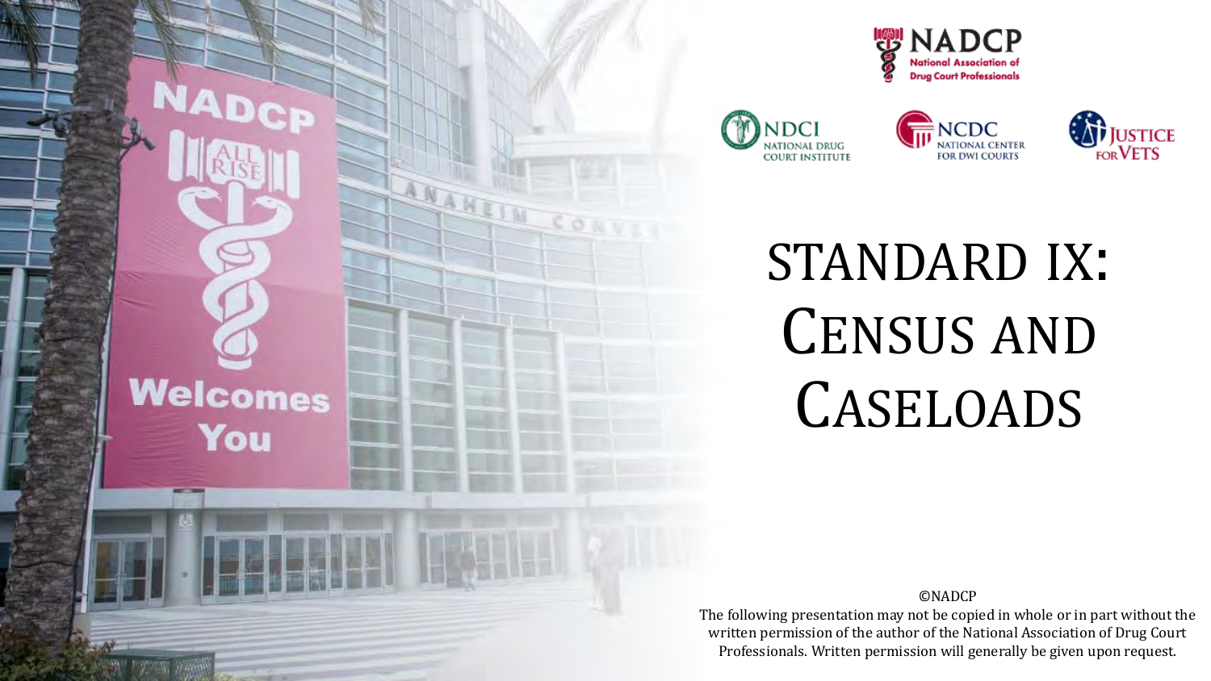# STANDARD IX: CENSUS AND CASELOADS

©NADCP

The following presentation may not be copied in whole or in part without the written permission of the author of the National Association of Drug Court Professionals. Written permission will generally be given upon request.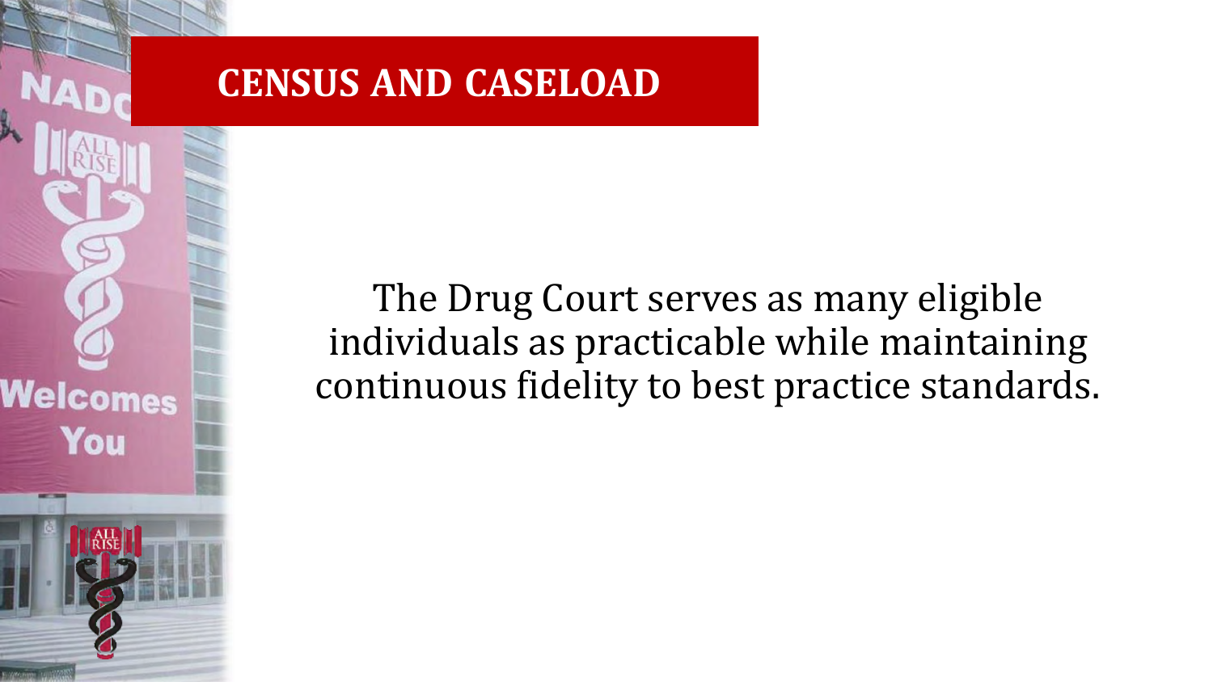# CENSUS AND CASELOAD

The Drug Court serves as many eligible individuals as practicable while maintaining continuous fidelity to best practice standards.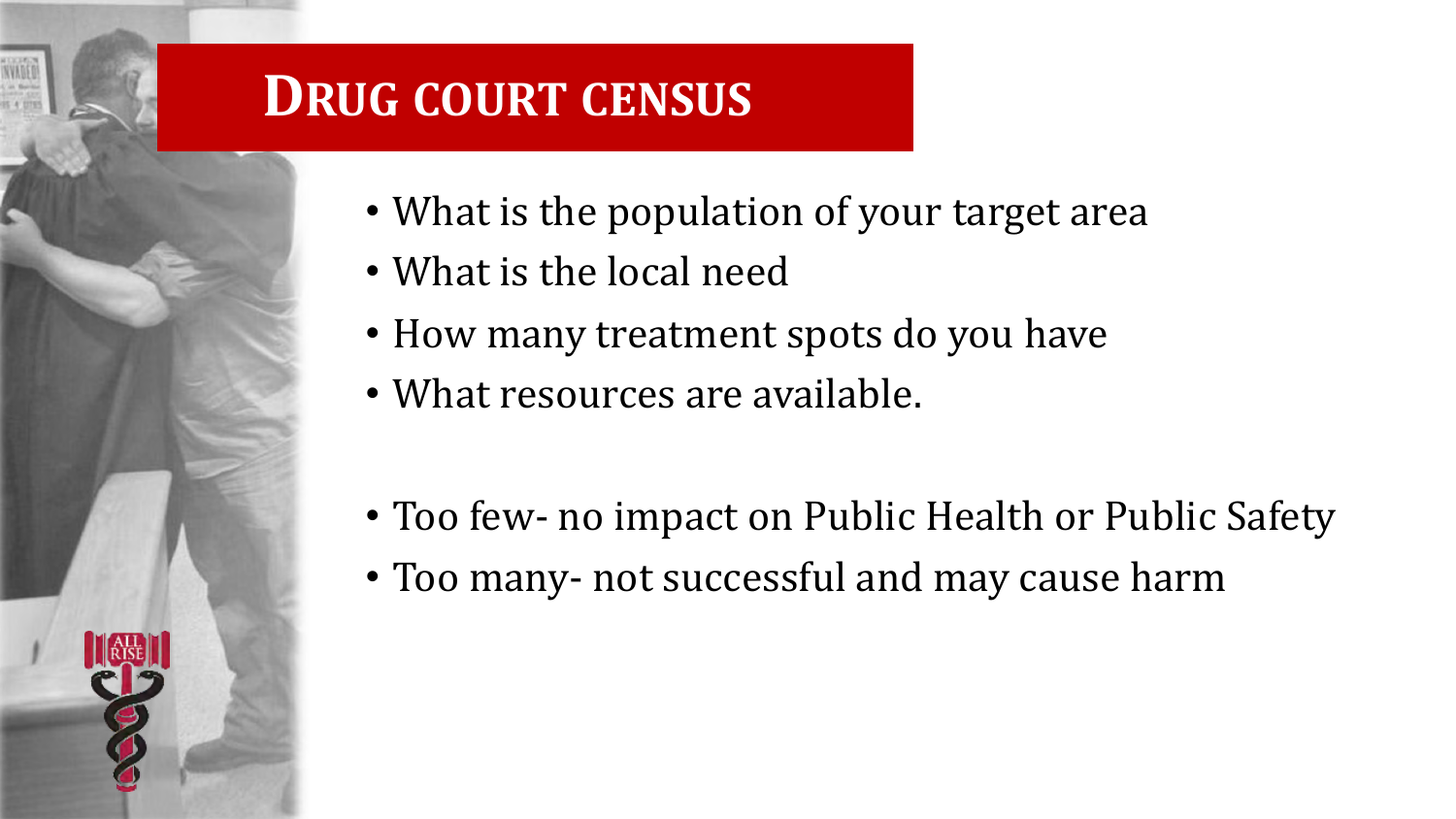# Drug court census

- What is the population of your target area
- What is the local need
- How many treatment spots do you have
- What resources are available.

- Too few- no impact on Public Health or Public Safety
- Too many- not successful and may cause harm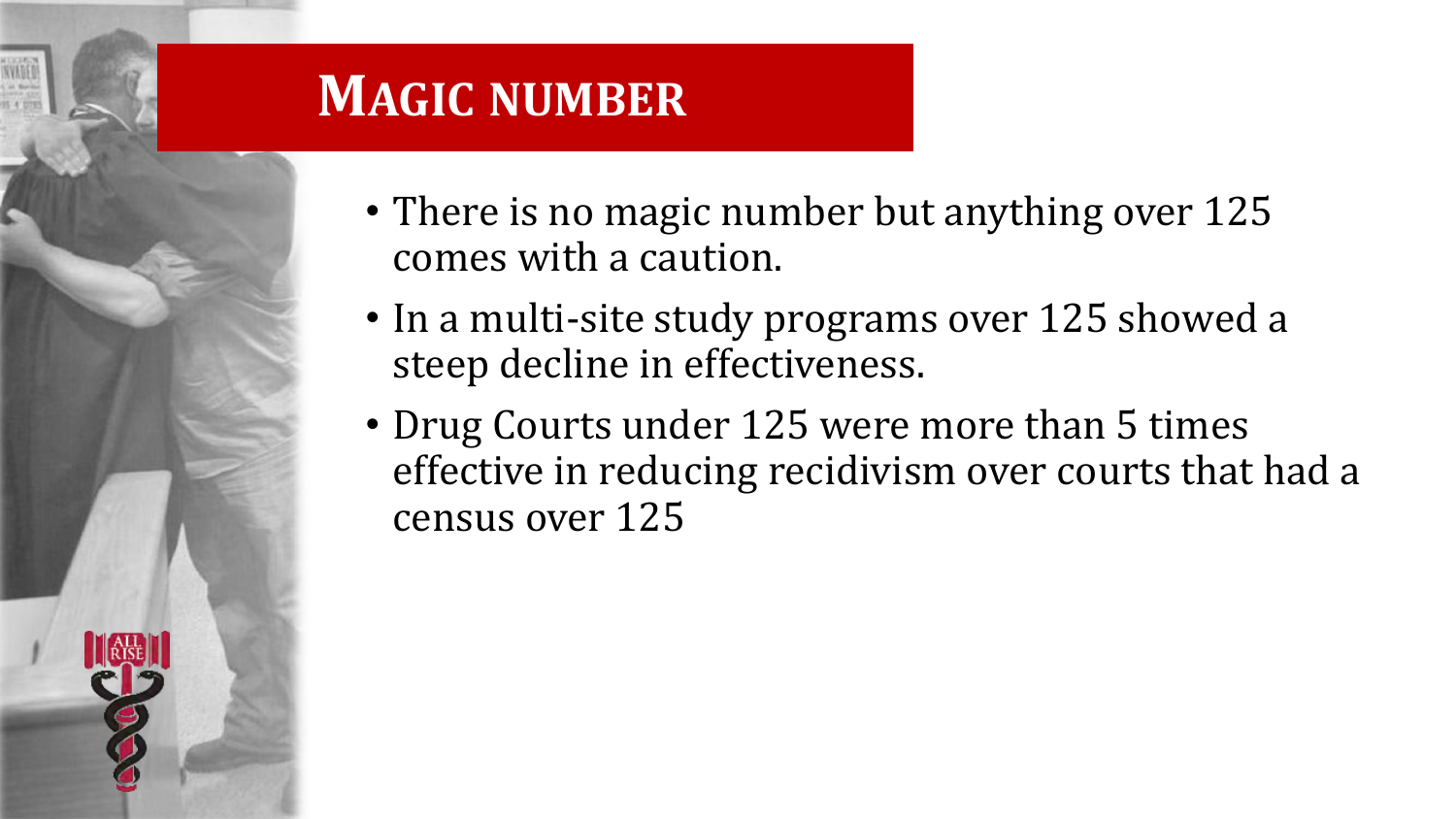# Magic number

- There is no magic number but anything over 125 comes with a caution.
- In a multi-site study programs over 125 showed a steep decline in effectiveness.
- Drug Courts under 125 were more than 5 times effective in reducing recidivism over courts that had a census over 125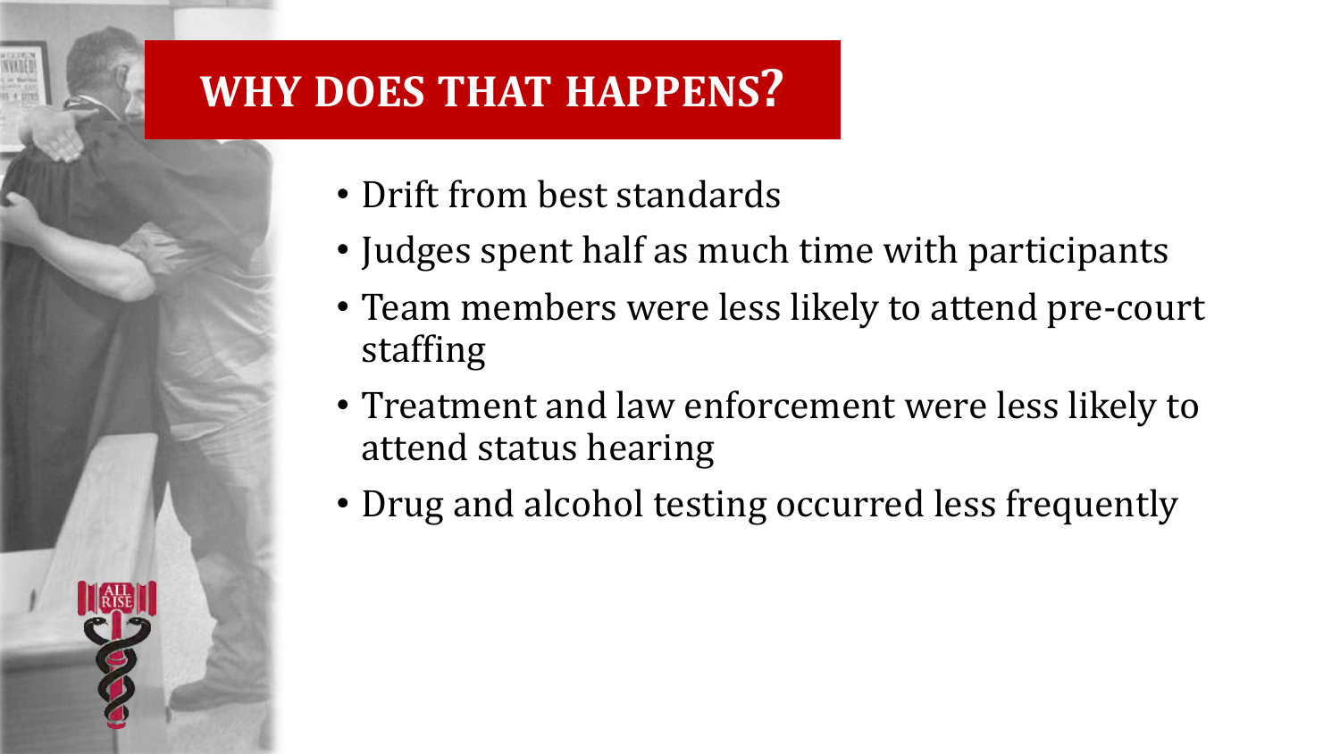# WHY DOES THAT HAPPENS?

- Drift from best standards
- Judges spent half as much time with participants
- Team members were less likely to attend pre-court staffing
- Treatment and law enforcement were less likely to attend status hearing
- Drug and alcohol testing occurred less frequently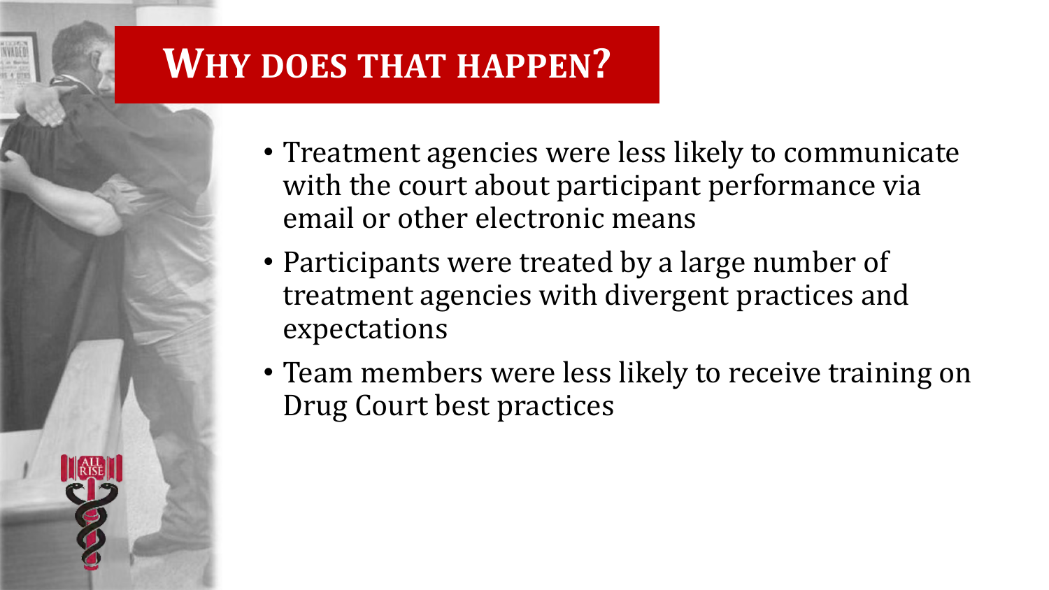# WHY DOES THAT HAPPEN?

- Treatment agencies were less likely to communicate with the court about participant performance via email or other electronic means
- Participants were treated by a large number of treatment agencies with divergent practices and expectations
- Team members were less likely to receive training on Drug Court best practices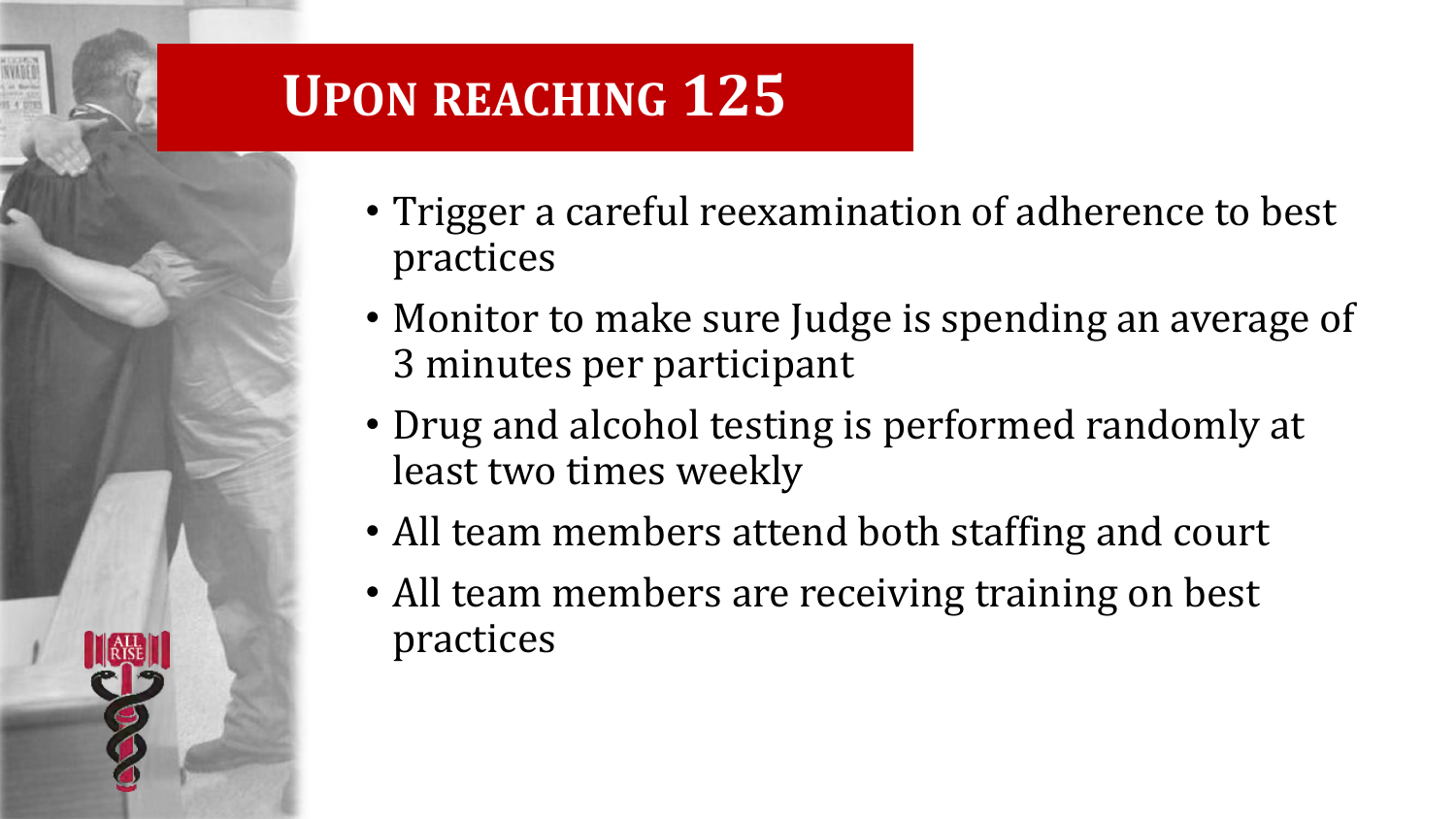# Upon reaching 125

- Trigger a careful reexamination of adherence to best practices
- Monitor to make sure Judge is spending an average of 3 minutes per participant
- Drug and alcohol testing is performed randomly at least two times weekly
- All team members attend both staffing and court
- All team members are receiving training on best practices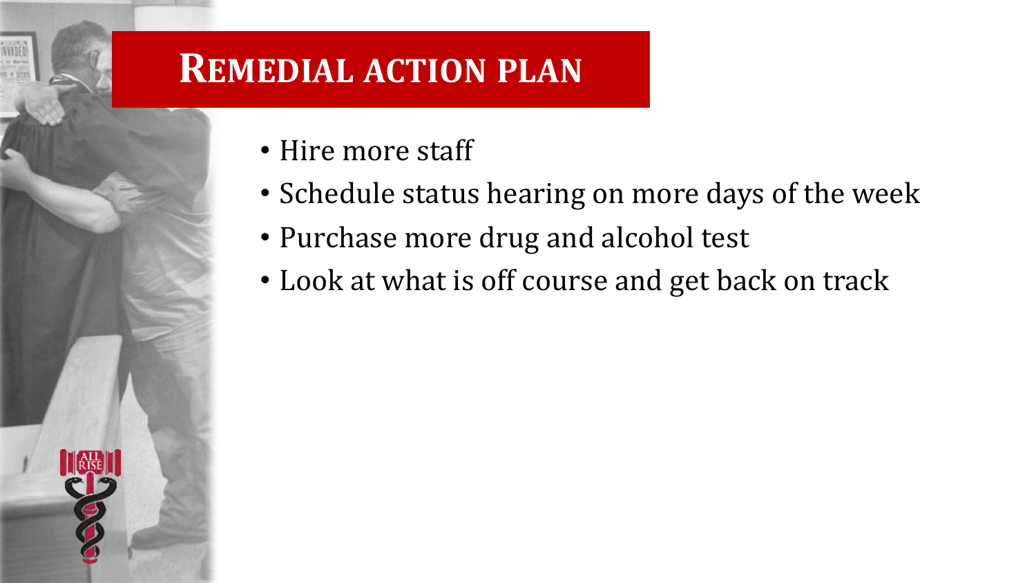# Remedial action plan

- Hire more staff
- Schedule status hearing on more days of the week
- Purchase more drug and alcohol test
- Look at what is off course and get back on track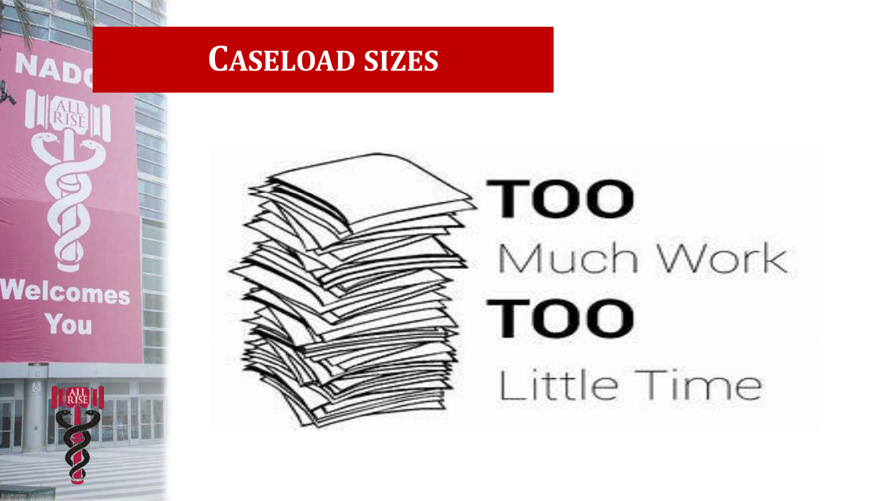# Caseload sizes

**TOO** Much Work **TOO** Little Time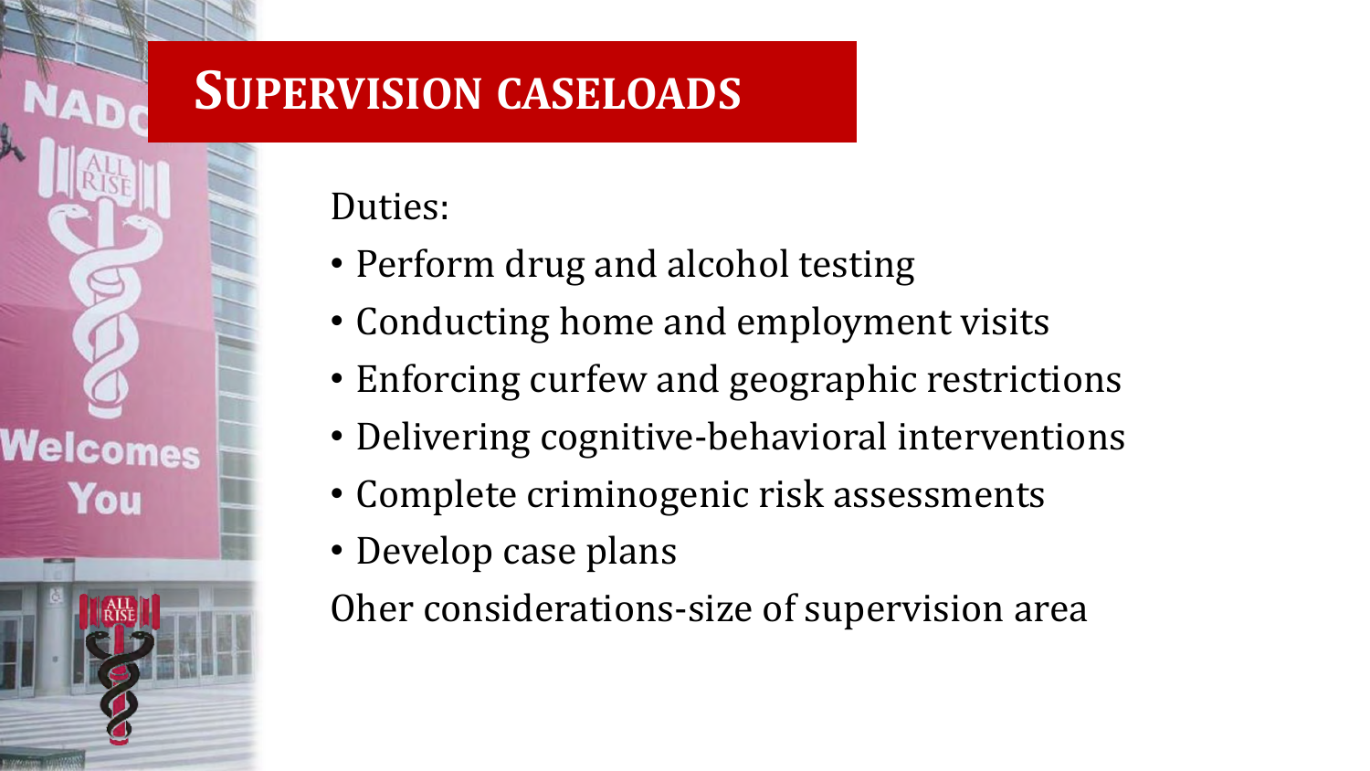# SUPERVISION CASELOADS

Duties:

- Perform drug and alcohol testing
- Conducting home and employment visits
- Enforcing curfew and geographic restrictions
- Delivering cognitive-behavioral interventions
- Complete criminogenic risk assessments
- Develop case plans

Oher considerations-size of supervision area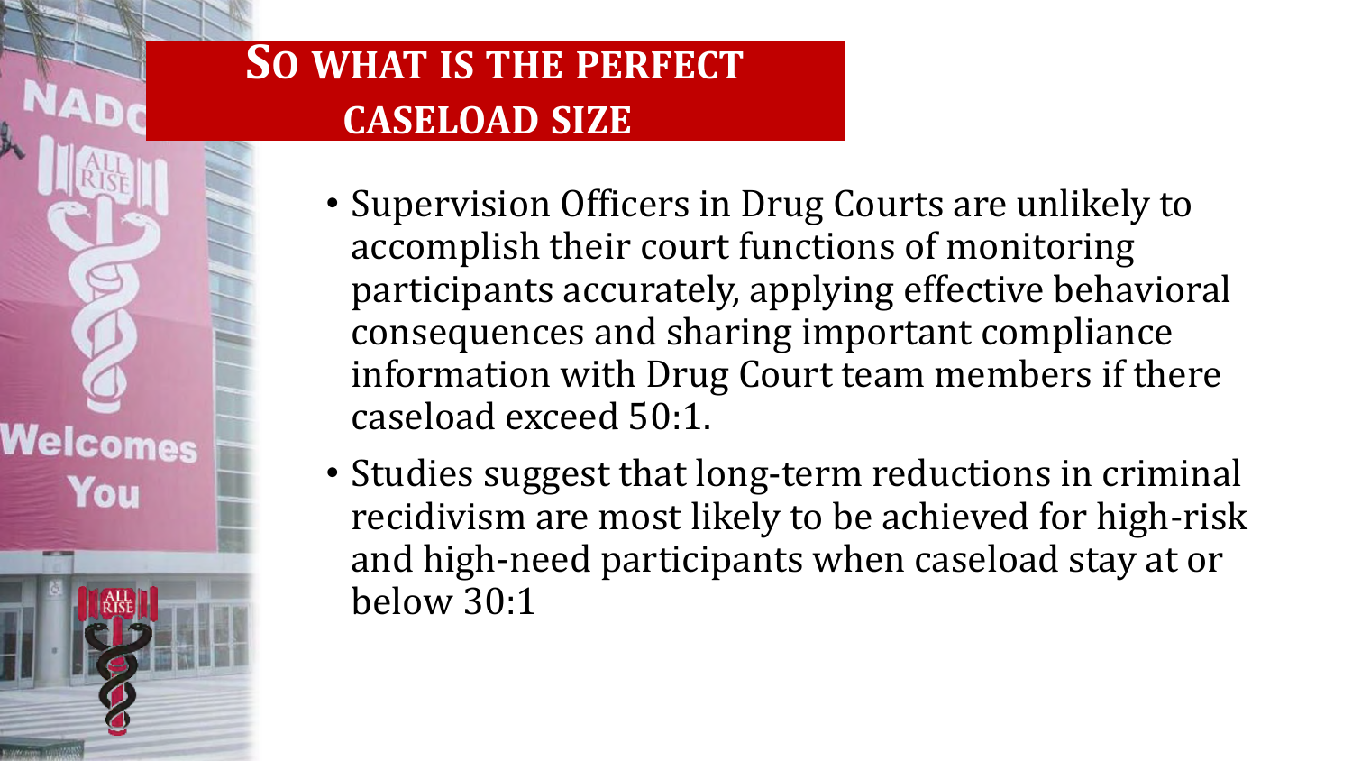## So what is the perfect caseload size

- Supervision Officers in Drug Courts are unlikely to accomplish their court functions of monitoring participants accurately, applying effective behavioral consequences and sharing important compliance information with Drug Court team members if there caseload exceed 50:1.
- Studies suggest that long-term reductions in criminal recidivism are most likely to be achieved for high-risk and high-need participants when caseload stay at or below 30:1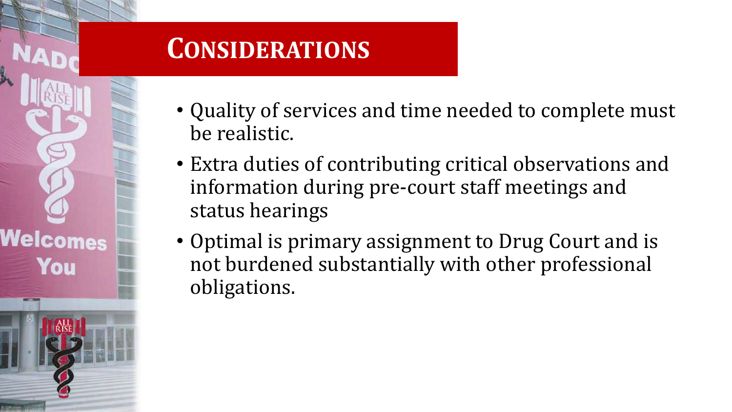# Considerations

- Quality of services and time needed to complete must be realistic.
- Extra duties of contributing critical observations and information during pre-court staff meetings and status hearings
- Optimal is primary assignment to Drug Court and is not burdened substantially with other professional obligations.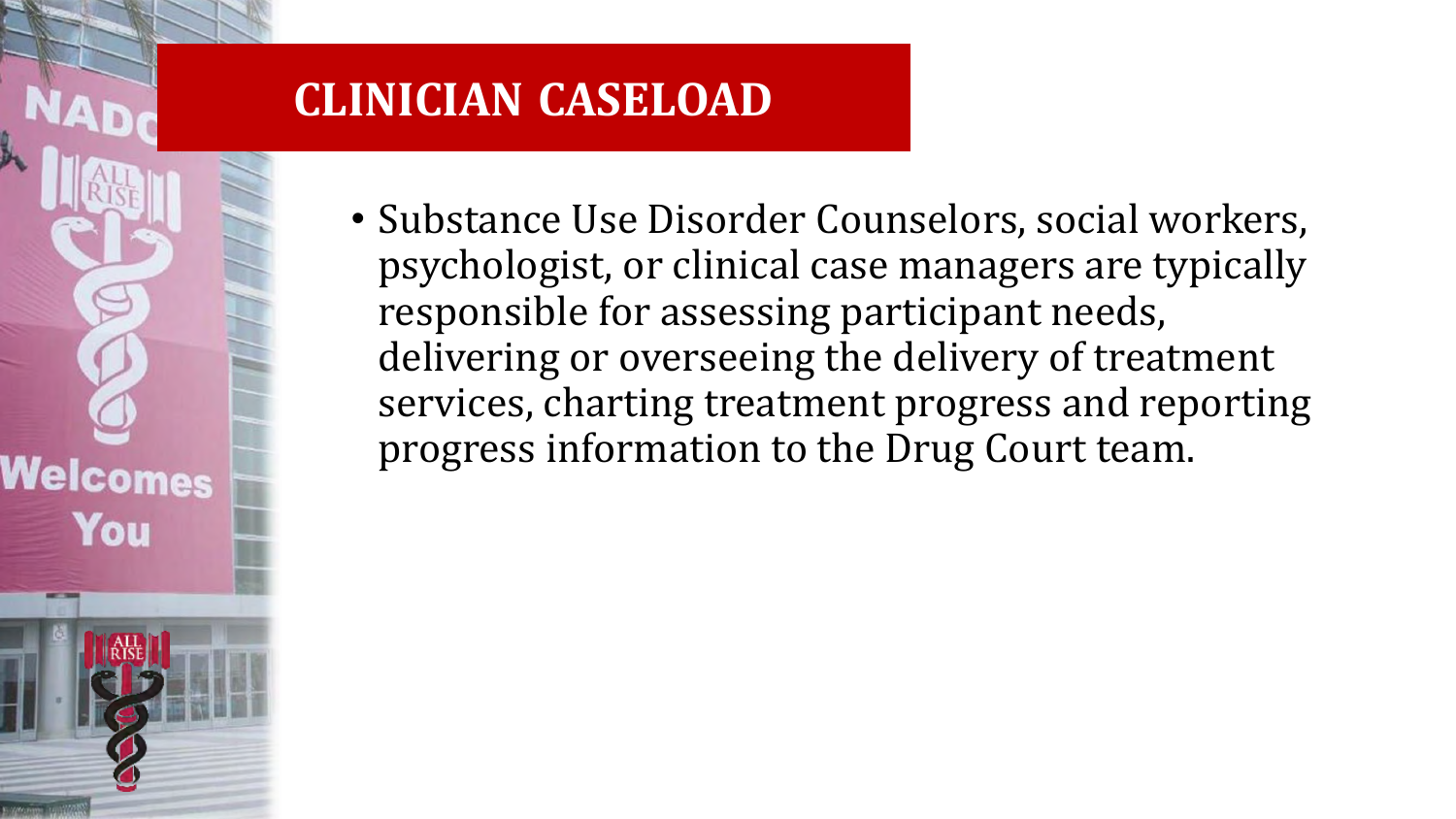# CLINICIAN CASELOAD

- Substance Use Disorder Counselors, social workers, psychologist, or clinical case managers are typically responsible for assessing participant needs, delivering or overseeing the delivery of treatment services, charting treatment progress and reporting progress information to the Drug Court team.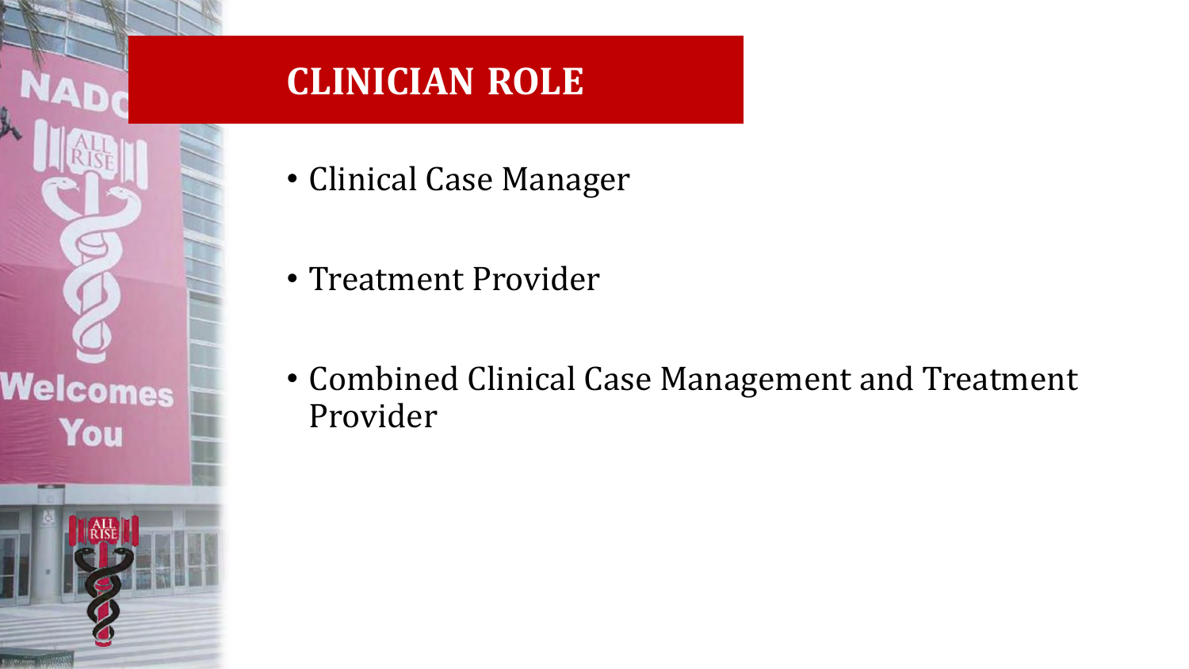## CLINICIAN ROLE

- Clinical Case Manager
- Treatment Provider
- Combined Clinical Case Management and Treatment Provider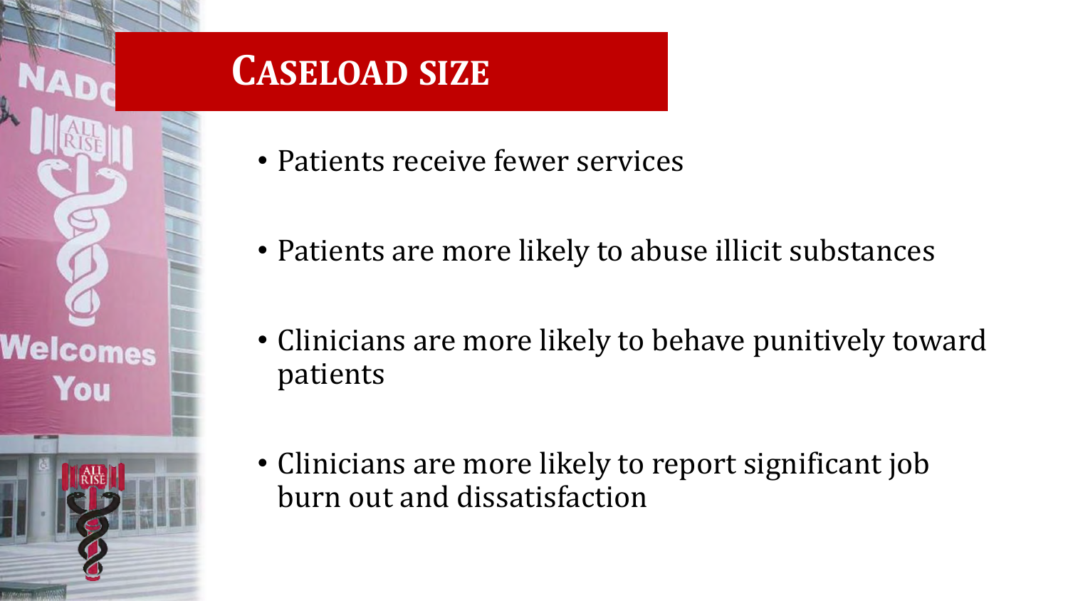# Caseload size

- Patients receive fewer services
- Patients are more likely to abuse illicit substances
- Clinicians are more likely to behave punitively toward patients
- Clinicians are more likely to report significant job burn out and dissatisfaction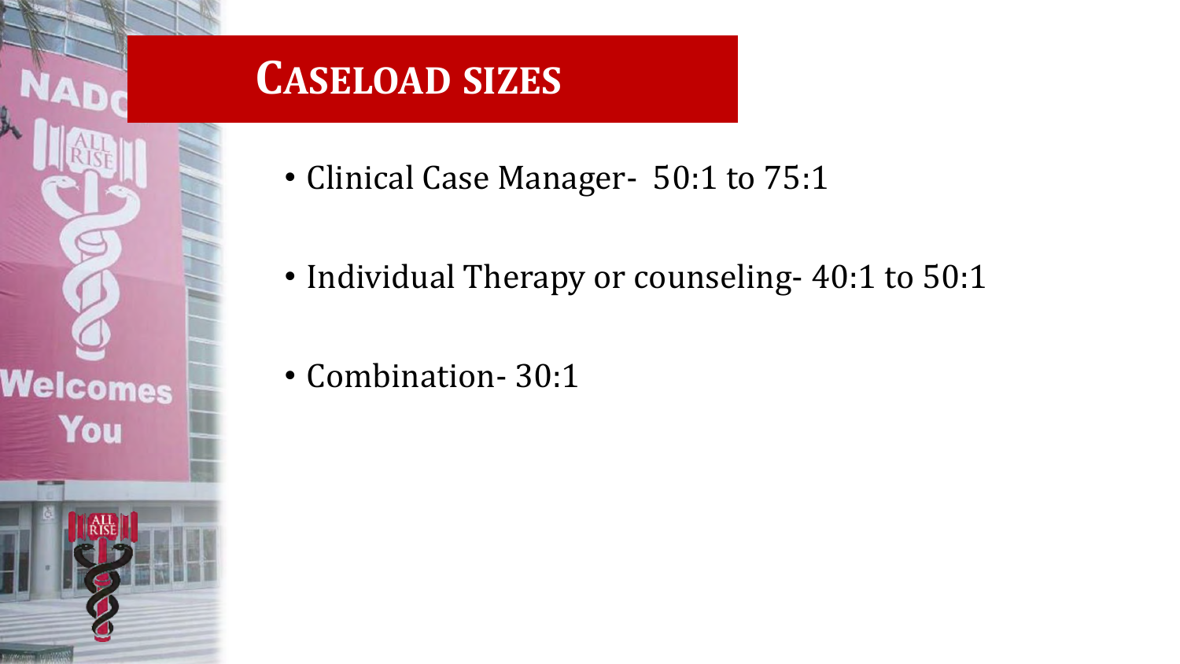# Caseload sizes

- Clinical Case Manager- 50:1 to 75:1
- Individual Therapy or counseling- 40:1 to 50:1
- Combination- 30:1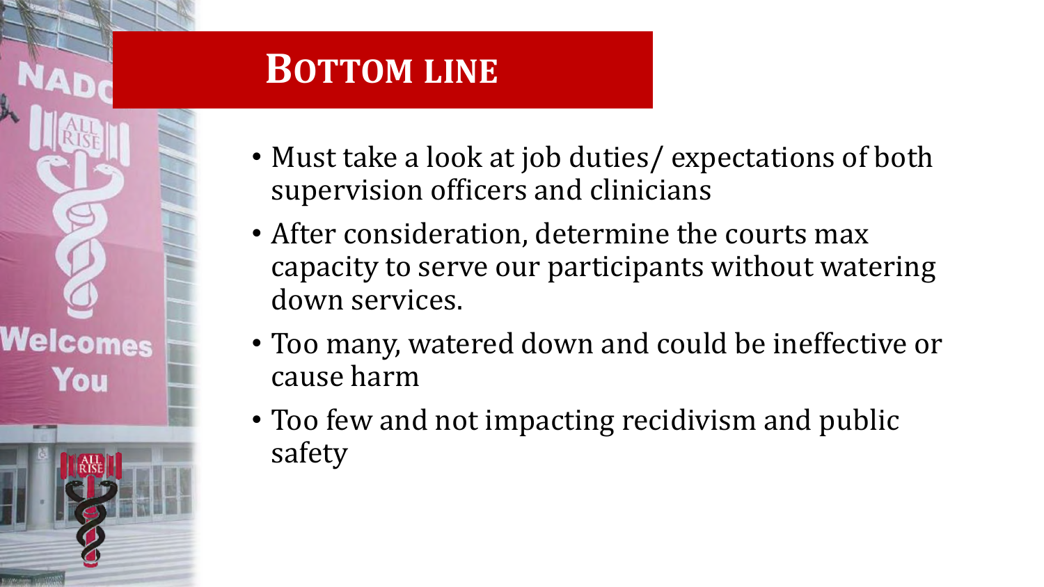# Bottom line

- Must take a look at job duties/ expectations of both supervision officers and clinicians
- After consideration, determine the courts max capacity to serve our participants without watering down services.
- Too many, watered down and could be ineffective or cause harm
- Too few and not impacting recidivism and public safety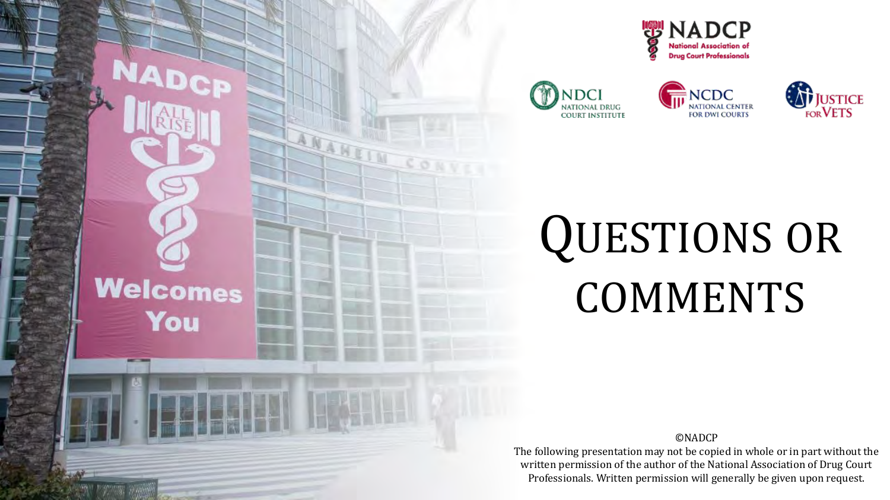# QUESTIONS OR COMMENTS

©NADCP

The following presentation may not be copied in whole or in part without the written permission of the author of the National Association of Drug Court Professionals. Written permission will generally be given upon request.